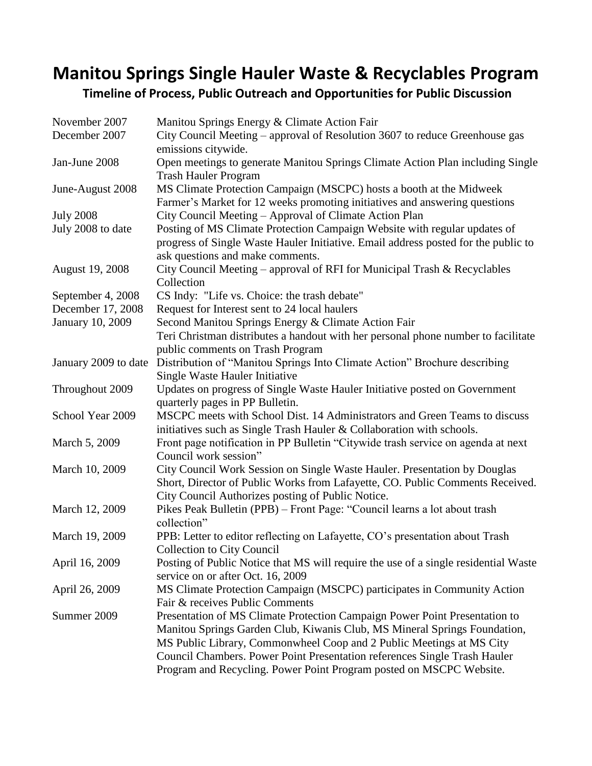# Manitou Springs Single Hauler Waste & Recyclables Program

## Timeline of Process, Public Outreach and Opportunities for Public Discussion

| | |
|---|---|
| November 2007 | Manitou Springs Energy & Climate Action Fair |
| December 2007 | City Council Meeting – approval of Resolution 3607 to reduce Greenhouse gas emissions citywide. |
| Jan-June 2008 | Open meetings to generate Manitou Springs Climate Action Plan including Single Trash Hauler Program |
| June-August 2008 | MS Climate Protection Campaign (MSCPC) hosts a booth at the Midweek Farmer's Market for 12 weeks promoting initiatives and answering questions |
| July 2008 | City Council Meeting – Approval of Climate Action Plan |
| July 2008 to date | Posting of MS Climate Protection Campaign Website with regular updates of progress of Single Waste Hauler Initiative. Email address posted for the public to ask questions and make comments. |
| August 19, 2008 | City Council Meeting – approval of RFI for Municipal Trash & Recyclables Collection |
| September 4, 2008 | CS Indy: "Life vs. Choice: the trash debate" |
| December 17, 2008 | Request for Interest sent to 24 local haulers |
| January 10, 2009 | Second Manitou Springs Energy & Climate Action Fair<br>Teri Christman distributes a handout with her personal phone number to facilitate public comments on Trash Program |
| January 2009 to date | Distribution of "Manitou Springs Into Climate Action" Brochure describing Single Waste Hauler Initiative |
| Throughout 2009 | Updates on progress of Single Waste Hauler Initiative posted on Government quarterly pages in PP Bulletin. |
| School Year 2009 | MSCPC meets with School Dist. 14 Administrators and Green Teams to discuss initiatives such as Single Trash Hauler & Collaboration with schools. |
| March 5, 2009 | Front page notification in PP Bulletin "Citywide trash service on agenda at next Council work session" |
| March 10, 2009 | City Council Work Session on Single Waste Hauler. Presentation by Douglas Short, Director of Public Works from Lafayette, CO. Public Comments Received. City Council Authorizes posting of Public Notice. |
| March 12, 2009 | Pikes Peak Bulletin (PPB) – Front Page: "Council learns a lot about trash collection" |
| March 19, 2009 | PPB: Letter to editor reflecting on Lafayette, CO's presentation about Trash Collection to City Council |
| April 16, 2009 | Posting of Public Notice that MS will require the use of a single residential Waste service on or after Oct. 16, 2009 |
| April 26, 2009 | MS Climate Protection Campaign (MSCPC) participates in Community Action Fair & receives Public Comments |
| Summer 2009 | Presentation of MS Climate Protection Campaign Power Point Presentation to Manitou Springs Garden Club, Kiwanis Club, MS Mineral Springs Foundation, MS Public Library, Commonwheel Coop and 2 Public Meetings at MS City Council Chambers. Power Point Presentation references Single Trash Hauler Program and Recycling. Power Point Program posted on MSCPC Website. |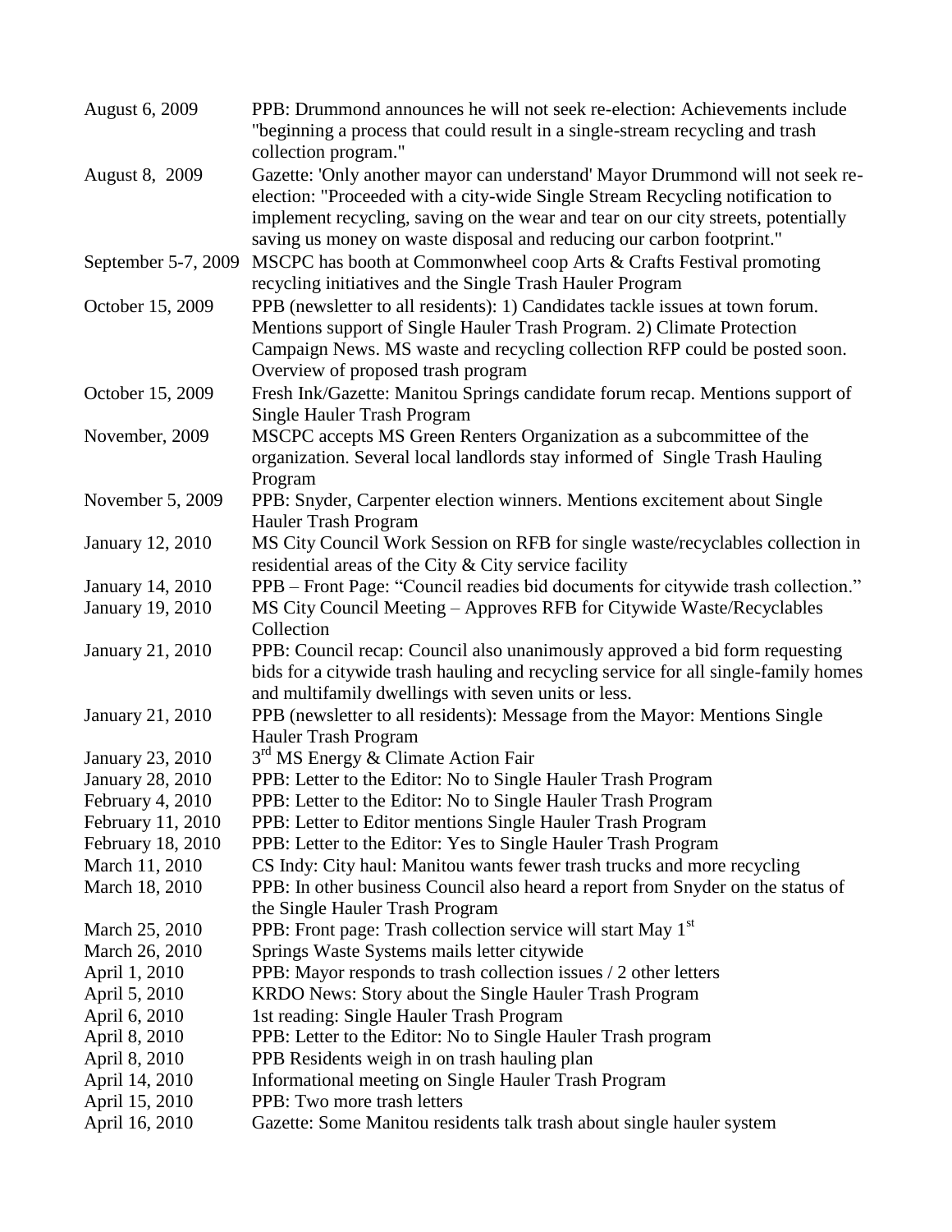| | |
|---|---|
| August 6, 2009 | PPB: Drummond announces he will not seek re-election: Achievements include "beginning a process that could result in a single-stream recycling and trash collection program." |
| August 8, 2009 | Gazette: 'Only another mayor can understand' Mayor Drummond will not seek re-election: "Proceeded with a city-wide Single Stream Recycling notification to implement recycling, saving on the wear and tear on our city streets, potentially saving us money on waste disposal and reducing our carbon footprint." |
| September 5-7, 2009 | MSCPC has booth at Commonwheel coop Arts & Crafts Festival promoting recycling initiatives and the Single Trash Hauler Program |
| October 15, 2009 | PPB (newsletter to all residents): 1) Candidates tackle issues at town forum. Mentions support of Single Hauler Trash Program. 2) Climate Protection Campaign News. MS waste and recycling collection RFP could be posted soon. Overview of proposed trash program |
| October 15, 2009 | Fresh Ink/Gazette: Manitou Springs candidate forum recap. Mentions support of Single Hauler Trash Program |
| November, 2009 | MSCPC accepts MS Green Renters Organization as a subcommittee of the organization. Several local landlords stay informed of Single Trash Hauling Program |
| November 5, 2009 | PPB: Snyder, Carpenter election winners. Mentions excitement about Single Hauler Trash Program |
| January 12, 2010 | MS City Council Work Session on RFB for single waste/recyclables collection in residential areas of the City & City service facility |
| January 14, 2010 | PPB – Front Page: "Council readies bid documents for citywide trash collection." |
| January 19, 2010 | MS City Council Meeting – Approves RFB for Citywide Waste/Recyclables Collection |
| January 21, 2010 | PPB: Council recap: Council also unanimously approved a bid form requesting bids for a citywide trash hauling and recycling service for all single-family homes and multifamily dwellings with seven units or less. |
| January 21, 2010 | PPB (newsletter to all residents): Message from the Mayor: Mentions Single Hauler Trash Program |
| January 23, 2010 | 3rd MS Energy & Climate Action Fair |
| January 28, 2010 | PPB: Letter to the Editor: No to Single Hauler Trash Program |
| February 4, 2010 | PPB: Letter to the Editor: No to Single Hauler Trash Program |
| February 11, 2010 | PPB: Letter to Editor mentions Single Hauler Trash Program |
| February 18, 2010 | PPB: Letter to the Editor: Yes to Single Hauler Trash Program |
| March 11, 2010 | CS Indy: City haul: Manitou wants fewer trash trucks and more recycling |
| March 18, 2010 | PPB: In other business Council also heard a report from Snyder on the status of the Single Hauler Trash Program |
| March 25, 2010 | PPB: Front page: Trash collection service will start May 1st |
| March 26, 2010 | Springs Waste Systems mails letter citywide |
| April 1, 2010 | PPB: Mayor responds to trash collection issues / 2 other letters |
| April 5, 2010 | KRDO News: Story about the Single Hauler Trash Program |
| April 6, 2010 | 1st reading: Single Hauler Trash Program |
| April 8, 2010 | PPB: Letter to the Editor: No to Single Hauler Trash program |
| April 8, 2010 | PPB Residents weigh in on trash hauling plan |
| April 14, 2010 | Informational meeting on Single Hauler Trash Program |
| April 15, 2010 | PPB: Two more trash letters |
| April 16, 2010 | Gazette: Some Manitou residents talk trash about single hauler system |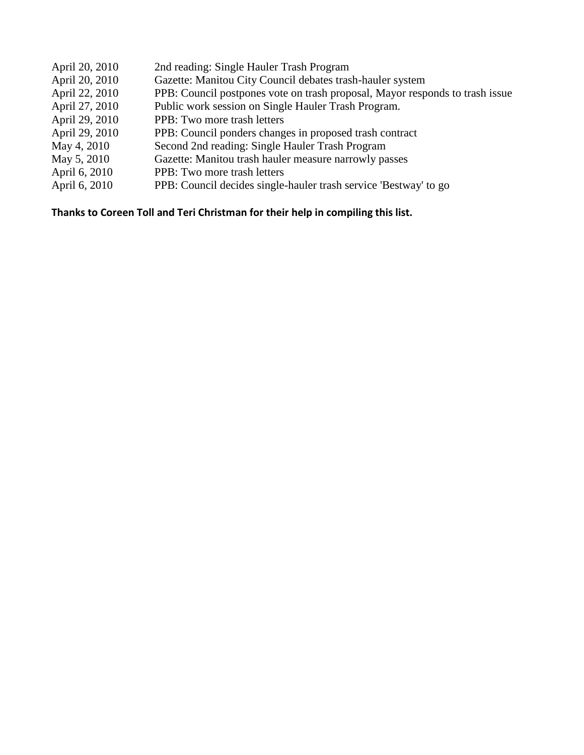| | |
|---|---|
| April 20, 2010 | 2nd reading: Single Hauler Trash Program |
| April 20, 2010 | Gazette: Manitou City Council debates trash-hauler system |
| April 22, 2010 | PPB: Council postpones vote on trash proposal, Mayor responds to trash issue |
| April 27, 2010 | Public work session on Single Hauler Trash Program. |
| April 29, 2010 | PPB: Two more trash letters |
| April 29, 2010 | PPB: Council ponders changes in proposed trash contract |
| May 4, 2010 | Second 2nd reading: Single Hauler Trash Program |
| May 5, 2010 | Gazette: Manitou trash hauler measure narrowly passes |
| April 6, 2010 | PPB: Two more trash letters |
| April 6, 2010 | PPB: Council decides single-hauler trash service 'Bestway' to go |

**Thanks to Coreen Toll and Teri Christman for their help in compiling this list.**